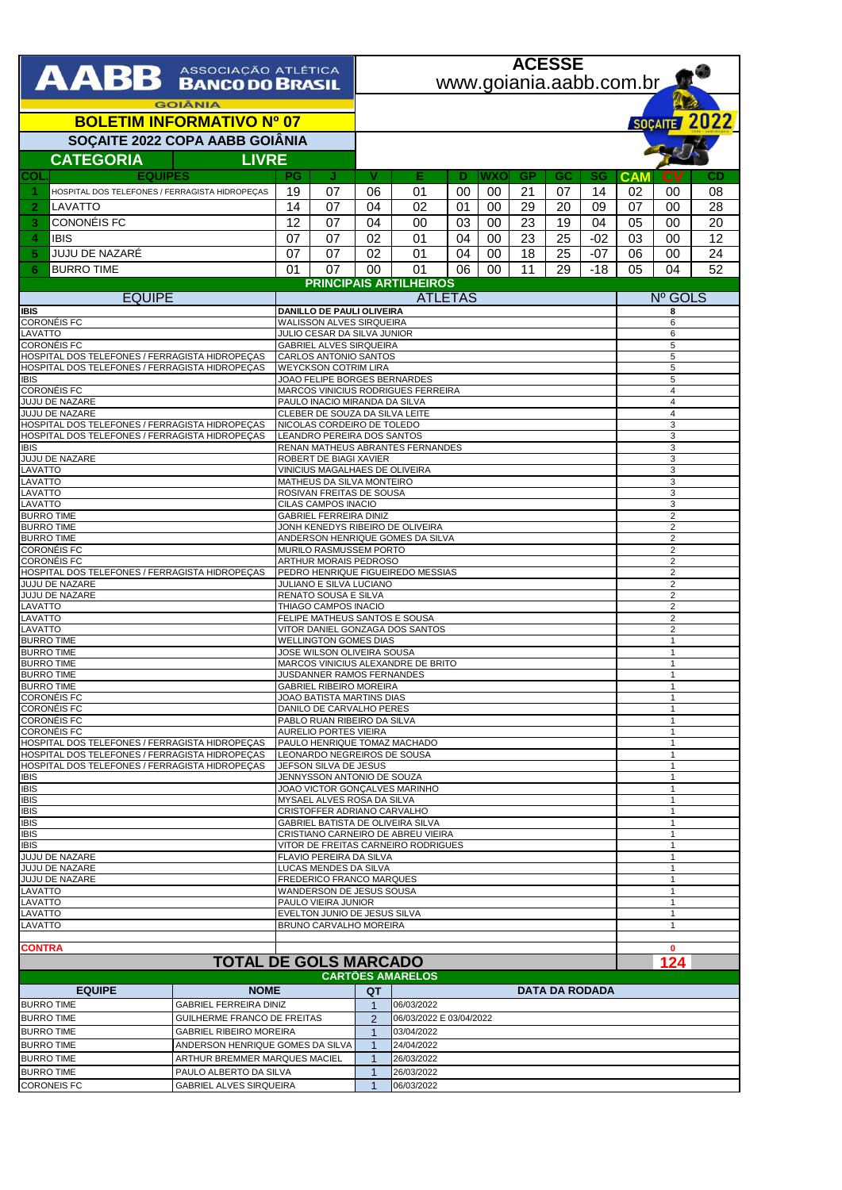# AABB ASSOCIAÇÃO ATLÉTICA BANCO DO BRASIL

GOIÂNIA

ACESSE www.goiania.aabb.com.br

## BOLETIM INFORMATIVO Nº 07

## SOÇAITE 2022 COPA AABB GOIÂNIA

SOÇAITE 2022

| CATEGORIA | LIVRE |
|---|---|

| COL. | EQUIPES | PG | J | V | E | D | WXO | GP | GC | SG | CAM | CV | CD |
|---|---|---|---|---|---|---|---|---|---|---|---|---|---|
| 1 | HOSPITAL DOS TELEFONES / FERRAGISTA HIDROPEÇAS | 19 | 07 | 06 | 01 | 00 | 00 | 21 | 07 | 14 | 02 | 00 | 08 |
| 2 | LAVATTO | 14 | 07 | 04 | 02 | 01 | 00 | 29 | 20 | 09 | 07 | 00 | 28 |
| 3 | CONONÉIS FC | 12 | 07 | 04 | 00 | 03 | 00 | 23 | 19 | 04 | 05 | 00 | 20 |
| 4 | IBIS | 07 | 07 | 02 | 01 | 04 | 00 | 23 | 25 | -02 | 03 | 00 | 12 |
| 5 | JUJU DE NAZARÉ | 07 | 07 | 02 | 01 | 04 | 00 | 18 | 25 | -07 | 06 | 00 | 24 |
| 6 | BURRO TIME | 01 | 07 | 00 | 01 | 06 | 00 | 11 | 29 | -18 | 05 | 04 | 52 |

### PRINCIPAIS ARTILHEIROS

| EQUIPE | ATLETAS | Nº GOLS |
|---|---|---|
| IBIS | DANILLO DE PAULI OLIVEIRA | 8 |
| CORONÉIS FC | WALISSON ALVES SIRQUEIRA | 6 |
| LAVATTO | JULIO CESAR DA SILVA JUNIOR | 6 |
| CORONÉIS FC | GABRIEL ALVES SIRQUEIRA | 5 |
| HOSPITAL DOS TELEFONES / FERRAGISTA HIDROPEÇAS | CARLOS ANTONIO SANTOS | 5 |
| HOSPITAL DOS TELEFONES / FERRAGISTA HIDROPEÇAS | WEYCKSON COTRIM LIRA | 5 |
| IBIS | JOAO FELIPE BORGES BERNARDES | 5 |
| CORONÉIS FC | MARCOS VINICIUS RODRIGUES FERREIRA | 4 |
| JUJU DE NAZARE | PAULO INACIO MIRANDA DA SILVA | 4 |
| JUJU DE NAZARE | CLEBER DE SOUZA DA SILVA LEITE | 4 |
| HOSPITAL DOS TELEFONES / FERRAGISTA HIDROPEÇAS | NICOLAS CORDEIRO DE TOLEDO | 3 |
| HOSPITAL DOS TELEFONES / FERRAGISTA HIDROPEÇAS | LEANDRO PEREIRA DOS SANTOS | 3 |
| IBIS | RENAN MATHEUS ABRANTES FERNANDES | 3 |
| JUJU DE NAZARE | ROBERT DE BIAGI XAVIER | 3 |
| LAVATTO | VINICIUS MAGALHAES DE OLIVEIRA | 3 |
| LAVATTO | MATHEUS DA SILVA MONTEIRO | 3 |
| LAVATTO | ROSIVAN FREITAS DE SOUSA | 3 |
| LAVATTO | CILAS CAMPOS INACIO | 3 |
| BURRO TIME | GABRIEL FERREIRA DINIZ | 2 |
| BURRO TIME | JONH KENEDYS RIBEIRO DE OLIVEIRA | 2 |
| BURRO TIME | ANDERSON HENRIQUE GOMES DA SILVA | 2 |
| CORONÉIS FC | MURILO RASMUSSEM PORTO | 2 |
| CORONÉIS FC | ARTHUR MORAIS PEDROSO | 2 |
| HOSPITAL DOS TELEFONES / FERRAGISTA HIDROPEÇAS | PEDRO HENRIQUE FIGUEIREDO MESSIAS | 2 |
| JUJU DE NAZARE | JULIANO E SILVA LUCIANO | 2 |
| JUJU DE NAZARE | RENATO SOUSA E SILVA | 2 |
| LAVATTO | THIAGO CAMPOS INACIO | 2 |
| LAVATTO | FELIPE MATHEUS SANTOS E SOUSA | 2 |
| LAVATTO | VITOR DANIEL GONZAGA DOS SANTOS | 2 |
| BURRO TIME | WELLINGTON GOMES DIAS | 1 |
| BURRO TIME | JOSE WILSON OLIVEIRA SOUSA | 1 |
| BURRO TIME | MARCOS VINICIUS ALEXANDRE DE BRITO | 1 |
| BURRO TIME | JUSDANNER RAMOS FERNANDES | 1 |
| BURRO TIME | GABRIEL RIBEIRO MOREIRA | 1 |
| CORONÉIS FC | JOAO BATISTA MARTINS DIAS | 1 |
| CORONÉIS FC | DANILO DE CARVALHO PERES | 1 |
| CORONÉIS FC | PABLO RUAN RIBEIRO DA SILVA | 1 |
| CORONÉIS FC | AURELIO PORTES VIEIRA | 1 |
| HOSPITAL DOS TELEFONES / FERRAGISTA HIDROPEÇAS | PAULO HENRIQUE TOMAZ MACHADO | 1 |
| HOSPITAL DOS TELEFONES / FERRAGISTA HIDROPEÇAS | LEONARDO NEGREIROS DE SOUSA | 1 |
| HOSPITAL DOS TELEFONES / FERRAGISTA HIDROPEÇAS | JEFSON SILVA DE JESUS | 1 |
| IBIS | JENNYSSON ANTONIO DE SOUZA | 1 |
| IBIS | JOAO VICTOR GONÇALVES MARINHO | 1 |
| IBIS | MYSAEL ALVES ROSA DA SILVA | 1 |
| IBIS | CRISTOFFER ADRIANO CARVALHO | 1 |
| IBIS | GABRIEL BATISTA DE OLIVEIRA SILVA | 1 |
| IBIS | CRISTIANO CARNEIRO DE ABREU VIEIRA | 1 |
| IBIS | VITOR DE FREITAS CARNEIRO RODRIGUES | 1 |
| JUJU DE NAZARE | FLAVIO PEREIRA DA SILVA | 1 |
| JUJU DE NAZARE | LUCAS MENDES DA SILVA | 1 |
| JUJU DE NAZARE | FREDERICO FRANCO MARQUES | 1 |
| LAVATTO | WANDERSON DE JESUS SOUSA | 1 |
| LAVATTO | PAULO VIEIRA JUNIOR | 1 |
| LAVATTO | EVELTON JUNIO DE JESUS SILVA | 1 |
| LAVATTO | BRUNO CARVALHO MOREIRA | 1 |
| | | |
| CONTRA | | 0 |
| **TOTAL DE GOLS MARCADO** | | **124** |

### CARTÕES AMARELOS

| EQUIPE | NOME | QT | DATA DA RODADA |
|---|---|---|---|
| BURRO TIME | GABRIEL FERREIRA DINIZ | 1 | 06/03/2022 |
| BURRO TIME | GUILHERME FRANCO DE FREITAS | 2 | 06/03/2022 E 03/04/2022 |
| BURRO TIME | GABRIEL RIBEIRO MOREIRA | 1 | 03/04/2022 |
| BURRO TIME | ANDERSON HENRIQUE GOMES DA SILVA | 1 | 24/04/2022 |
| BURRO TIME | ARTHUR BREMMER MARQUES MACIEL | 1 | 26/03/2022 |
| BURRO TIME | PAULO ALBERTO DA SILVA | 1 | 26/03/2022 |
| CORONEIS FC | GABRIEL ALVES SIRQUEIRA | 1 | 06/03/2022 |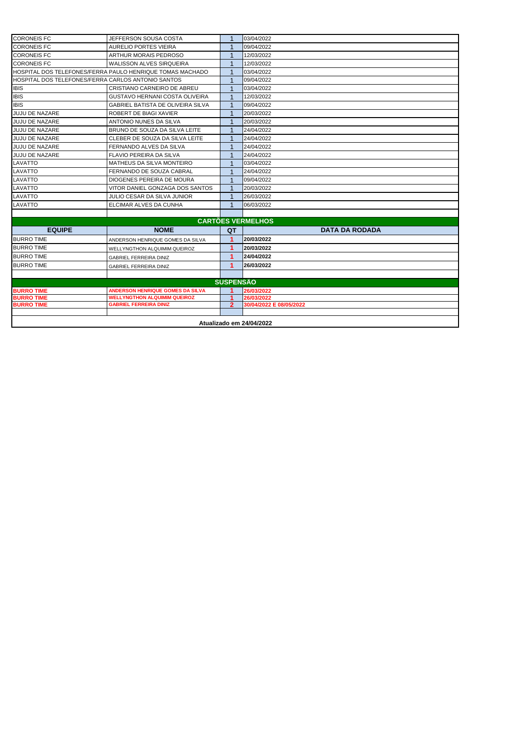| | | | |
|---|---|---|---|
| CORONEIS FC | JEFFERSON SOUSA COSTA | 1 | 03/04/2022 |
| CORONEIS FC | AURELIO PORTES VIEIRA | 1 | 09/04/2022 |
| CORONEIS FC | ARTHUR MORAIS PEDROSO | 1 | 12/03/2022 |
| CORONEIS FC | WALISSON ALVES SIRQUEIRA | 1 | 12/03/2022 |
| HOSPITAL DOS TELEFONES/FERRA | PAULO HENRIQUE TOMAS MACHADO | 1 | 03/04/2022 |
| HOSPITAL DOS TELEFONES/FERRA | CARLOS ANTONIO SANTOS | 1 | 09/04/2022 |
| IBIS | CRISTIANO CARNEIRO DE ABREU | 1 | 03/04/2022 |
| IBIS | GUSTAVO HERNANI COSTA OLIVEIRA | 1 | 12/03/2022 |
| IBIS | GABRIEL BATISTA DE OLIVEIRA SILVA | 1 | 09/04/2022 |
| JUJU DE NAZARE | ROBERT DE BIAGI XAVIER | 1 | 20/03/2022 |
| JUJU DE NAZARE | ANTONIO NUNES DA SILVA | 1 | 20/03/2022 |
| JUJU DE NAZARE | BRUNO DE SOUZA DA SILVA LEITE | 1 | 24/04/2022 |
| JUJU DE NAZARE | CLEBER DE SOUZA DA SILVA LEITE | 1 | 24/04/2022 |
| JUJU DE NAZARE | FERNANDO ALVES DA SILVA | 1 | 24/04/2022 |
| JUJU DE NAZARE | FLAVIO PEREIRA DA SILVA | 1 | 24/04/2022 |
| LAVATTO | MATHEUS DA SILVA MONTEIRO | 1 | 03/04/2022 |
| LAVATTO | FERNANDO DE SOUZA CABRAL | 1 | 24/04/2022 |
| LAVATTO | DIOGENES PEREIRA DE MOURA | 1 | 09/04/2022 |
| LAVATTO | VITOR DANIEL GONZAGA DOS SANTOS | 1 | 20/03/2022 |
| LAVATTO | JULIO CESAR DA SILVA JUNIOR | 1 | 26/03/2022 |
| LAVATTO | ELCIMAR ALVES DA CUNHA | 1 | 06/03/2022 |

## CARTÕES VERMELHOS

| EQUIPE | NOME | QT | DATA DA RODADA |
|---|---|---|---|
| BURRO TIME | ANDERSON HENRIQUE GOMES DA SILVA | 1 | 20/03/2022 |
| BURRO TIME | WELLYNGTHON ALQUIMIM QUEIROZ | 1 | 20/03/2022 |
| BURRO TIME | GABRIEL FERREIRA DINIZ | 1 | 24/04/2022 |
| BURRO TIME | GABRIEL FERREIRA DINIZ | 1 | 26/03/2022 |

## SUSPENSÃO

| | | | |
|---|---|---|---|
| BURRO TIME | ANDERSON HENRIQUE GOMES DA SILVA | 1 | 26/03/2022 |
| BURRO TIME | WELLYNGTHON ALQUIMIM QUEIROZ | 1 | 26/03/2022 |
| BURRO TIME | GABRIEL FERREIRA DINIZ | 2 | 30/04/2022 E 08/05/2022 |

**Atualizado em 24/04/2022**